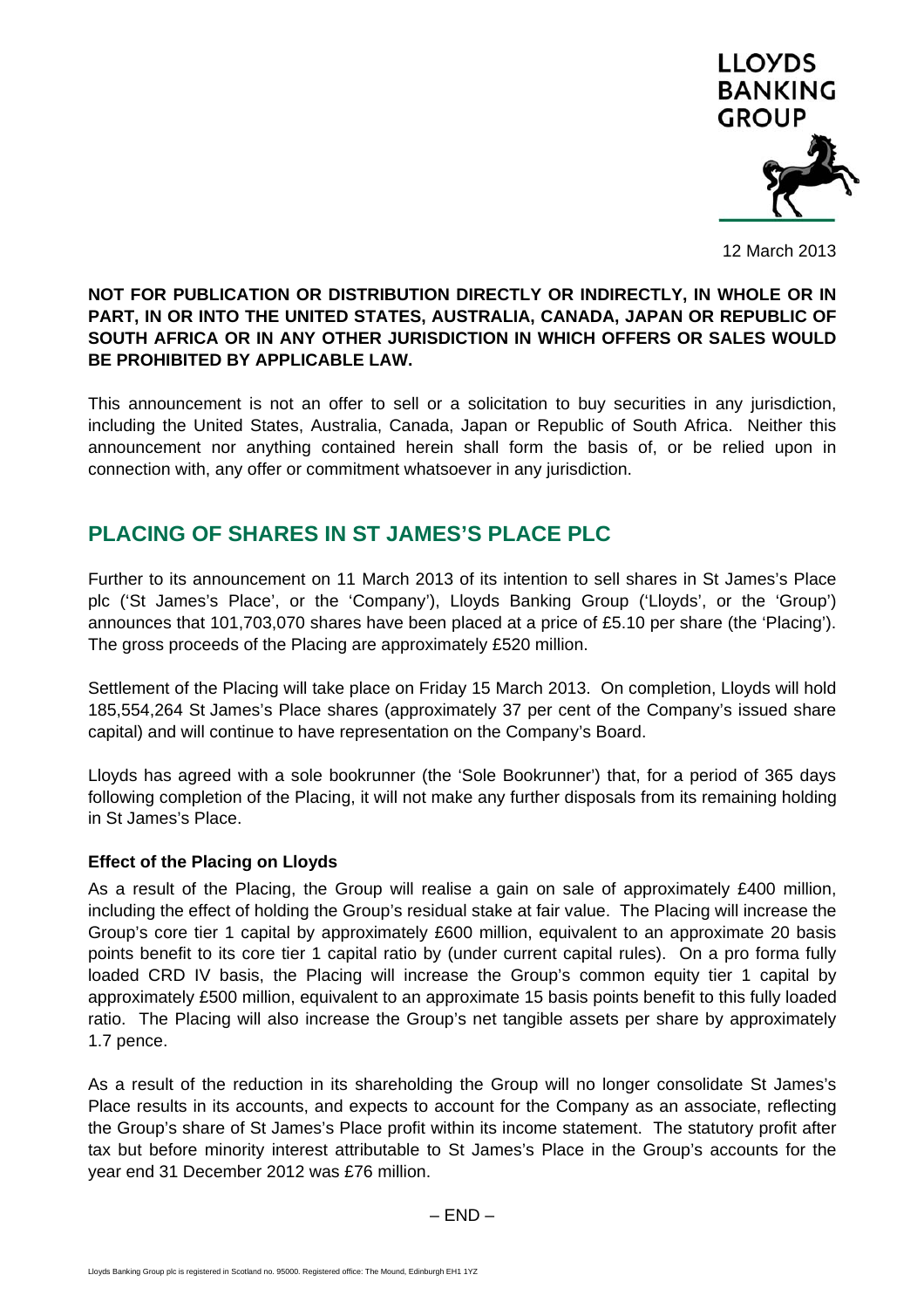LLOYDS BANKING GROUP

12 March 2013

**NOT FOR PUBLICATION OR DISTRIBUTION DIRECTLY OR INDIRECTLY, IN WHOLE OR IN PART, IN OR INTO THE UNITED STATES, AUSTRALIA, CANADA, JAPAN OR REPUBLIC OF SOUTH AFRICA OR IN ANY OTHER JURISDICTION IN WHICH OFFERS OR SALES WOULD BE PROHIBITED BY APPLICABLE LAW.**

This announcement is not an offer to sell or a solicitation to buy securities in any jurisdiction, including the United States, Australia, Canada, Japan or Republic of South Africa. Neither this announcement nor anything contained herein shall form the basis of, or be relied upon in connection with, any offer or commitment whatsoever in any jurisdiction.

# PLACING OF SHARES IN ST JAMES'S PLACE PLC

Further to its announcement on 11 March 2013 of its intention to sell shares in St James's Place plc ('St James's Place', or the 'Company'), Lloyds Banking Group ('Lloyds', or the 'Group') announces that 101,703,070 shares have been placed at a price of £5.10 per share (the 'Placing'). The gross proceeds of the Placing are approximately £520 million.

Settlement of the Placing will take place on Friday 15 March 2013. On completion, Lloyds will hold 185,554,264 St James's Place shares (approximately 37 per cent of the Company's issued share capital) and will continue to have representation on the Company's Board.

Lloyds has agreed with a sole bookrunner (the 'Sole Bookrunner') that, for a period of 365 days following completion of the Placing, it will not make any further disposals from its remaining holding in St James's Place.

**Effect of the Placing on Lloyds**

As a result of the Placing, the Group will realise a gain on sale of approximately £400 million, including the effect of holding the Group's residual stake at fair value. The Placing will increase the Group's core tier 1 capital by approximately £600 million, equivalent to an approximate 20 basis points benefit to its core tier 1 capital ratio by (under current capital rules). On a pro forma fully loaded CRD IV basis, the Placing will increase the Group's common equity tier 1 capital by approximately £500 million, equivalent to an approximate 15 basis points benefit to this fully loaded ratio. The Placing will also increase the Group's net tangible assets per share by approximately 1.7 pence.

As a result of the reduction in its shareholding the Group will no longer consolidate St James's Place results in its accounts, and expects to account for the Company as an associate, reflecting the Group's share of St James's Place profit within its income statement. The statutory profit after tax but before minority interest attributable to St James's Place in the Group's accounts for the year end 31 December 2012 was £76 million.

– END –

Lloyds Banking Group plc is registered in Scotland no. 95000. Registered office: The Mound, Edinburgh EH1 1YZ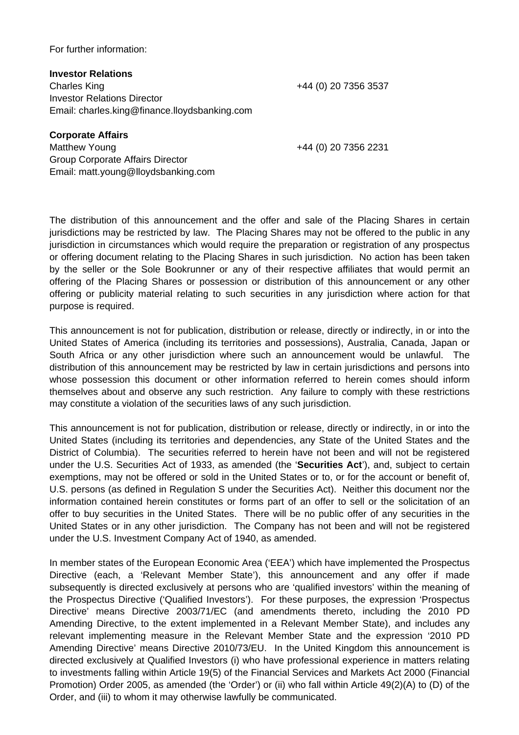For further information:

**Investor Relations**
Charles King +44 (0) 20 7356 3537
Investor Relations Director
Email: charles.king@finance.lloydsbanking.com

**Corporate Affairs**
Matthew Young +44 (0) 20 7356 2231
Group Corporate Affairs Director
Email: matt.young@lloydsbanking.com

The distribution of this announcement and the offer and sale of the Placing Shares in certain jurisdictions may be restricted by law. The Placing Shares may not be offered to the public in any jurisdiction in circumstances which would require the preparation or registration of any prospectus or offering document relating to the Placing Shares in such jurisdiction. No action has been taken by the seller or the Sole Bookrunner or any of their respective affiliates that would permit an offering of the Placing Shares or possession or distribution of this announcement or any other offering or publicity material relating to such securities in any jurisdiction where action for that purpose is required.

This announcement is not for publication, distribution or release, directly or indirectly, in or into the United States of America (including its territories and possessions), Australia, Canada, Japan or South Africa or any other jurisdiction where such an announcement would be unlawful. The distribution of this announcement may be restricted by law in certain jurisdictions and persons into whose possession this document or other information referred to herein comes should inform themselves about and observe any such restriction. Any failure to comply with these restrictions may constitute a violation of the securities laws of any such jurisdiction.

This announcement is not for publication, distribution or release, directly or indirectly, in or into the United States (including its territories and dependencies, any State of the United States and the District of Columbia). The securities referred to herein have not been and will not be registered under the U.S. Securities Act of 1933, as amended (the '**Securities Act**'), and, subject to certain exemptions, may not be offered or sold in the United States or to, or for the account or benefit of, U.S. persons (as defined in Regulation S under the Securities Act). Neither this document nor the information contained herein constitutes or forms part of an offer to sell or the solicitation of an offer to buy securities in the United States. There will be no public offer of any securities in the United States or in any other jurisdiction. The Company has not been and will not be registered under the U.S. Investment Company Act of 1940, as amended.

In member states of the European Economic Area ('EEA') which have implemented the Prospectus Directive (each, a 'Relevant Member State'), this announcement and any offer if made subsequently is directed exclusively at persons who are 'qualified investors' within the meaning of the Prospectus Directive ('Qualified Investors'). For these purposes, the expression 'Prospectus Directive' means Directive 2003/71/EC (and amendments thereto, including the 2010 PD Amending Directive, to the extent implemented in a Relevant Member State), and includes any relevant implementing measure in the Relevant Member State and the expression '2010 PD Amending Directive' means Directive 2010/73/EU. In the United Kingdom this announcement is directed exclusively at Qualified Investors (i) who have professional experience in matters relating to investments falling within Article 19(5) of the Financial Services and Markets Act 2000 (Financial Promotion) Order 2005, as amended (the 'Order') or (ii) who fall within Article 49(2)(A) to (D) of the Order, and (iii) to whom it may otherwise lawfully be communicated.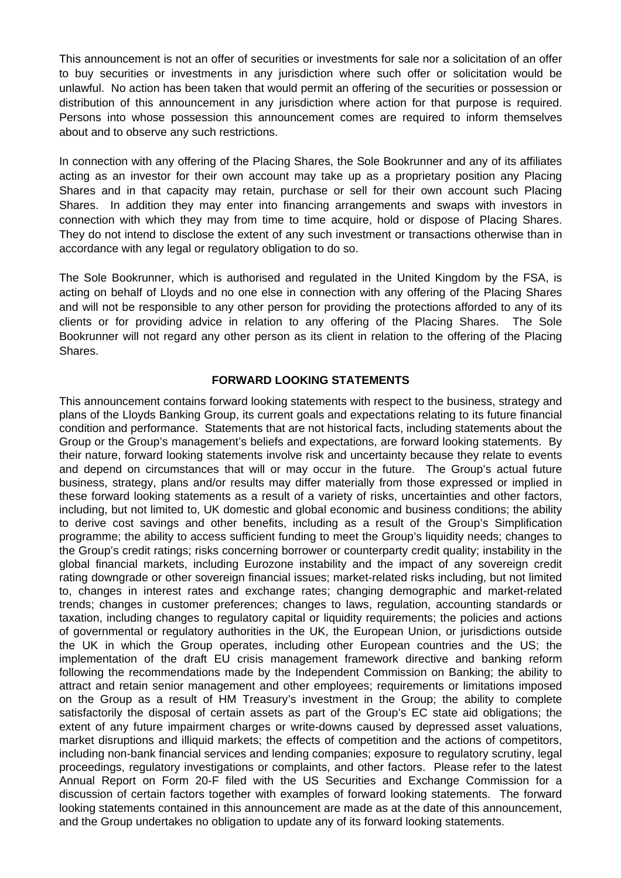This announcement is not an offer of securities or investments for sale nor a solicitation of an offer to buy securities or investments in any jurisdiction where such offer or solicitation would be unlawful. No action has been taken that would permit an offering of the securities or possession or distribution of this announcement in any jurisdiction where action for that purpose is required. Persons into whose possession this announcement comes are required to inform themselves about and to observe any such restrictions.

In connection with any offering of the Placing Shares, the Sole Bookrunner and any of its affiliates acting as an investor for their own account may take up as a proprietary position any Placing Shares and in that capacity may retain, purchase or sell for their own account such Placing Shares. In addition they may enter into financing arrangements and swaps with investors in connection with which they may from time to time acquire, hold or dispose of Placing Shares. They do not intend to disclose the extent of any such investment or transactions otherwise than in accordance with any legal or regulatory obligation to do so.

The Sole Bookrunner, which is authorised and regulated in the United Kingdom by the FSA, is acting on behalf of Lloyds and no one else in connection with any offering of the Placing Shares and will not be responsible to any other person for providing the protections afforded to any of its clients or for providing advice in relation to any offering of the Placing Shares. The Sole Bookrunner will not regard any other person as its client in relation to the offering of the Placing Shares.

**FORWARD LOOKING STATEMENTS**

This announcement contains forward looking statements with respect to the business, strategy and plans of the Lloyds Banking Group, its current goals and expectations relating to its future financial condition and performance. Statements that are not historical facts, including statements about the Group or the Group's management's beliefs and expectations, are forward looking statements. By their nature, forward looking statements involve risk and uncertainty because they relate to events and depend on circumstances that will or may occur in the future. The Group's actual future business, strategy, plans and/or results may differ materially from those expressed or implied in these forward looking statements as a result of a variety of risks, uncertainties and other factors, including, but not limited to, UK domestic and global economic and business conditions; the ability to derive cost savings and other benefits, including as a result of the Group's Simplification programme; the ability to access sufficient funding to meet the Group's liquidity needs; changes to the Group's credit ratings; risks concerning borrower or counterparty credit quality; instability in the global financial markets, including Eurozone instability and the impact of any sovereign credit rating downgrade or other sovereign financial issues; market-related risks including, but not limited to, changes in interest rates and exchange rates; changing demographic and market-related trends; changes in customer preferences; changes to laws, regulation, accounting standards or taxation, including changes to regulatory capital or liquidity requirements; the policies and actions of governmental or regulatory authorities in the UK, the European Union, or jurisdictions outside the UK in which the Group operates, including other European countries and the US; the implementation of the draft EU crisis management framework directive and banking reform following the recommendations made by the Independent Commission on Banking; the ability to attract and retain senior management and other employees; requirements or limitations imposed on the Group as a result of HM Treasury's investment in the Group; the ability to complete satisfactorily the disposal of certain assets as part of the Group's EC state aid obligations; the extent of any future impairment charges or write-downs caused by depressed asset valuations, market disruptions and illiquid markets; the effects of competition and the actions of competitors, including non-bank financial services and lending companies; exposure to regulatory scrutiny, legal proceedings, regulatory investigations or complaints, and other factors. Please refer to the latest Annual Report on Form 20-F filed with the US Securities and Exchange Commission for a discussion of certain factors together with examples of forward looking statements. The forward looking statements contained in this announcement are made as at the date of this announcement, and the Group undertakes no obligation to update any of its forward looking statements.